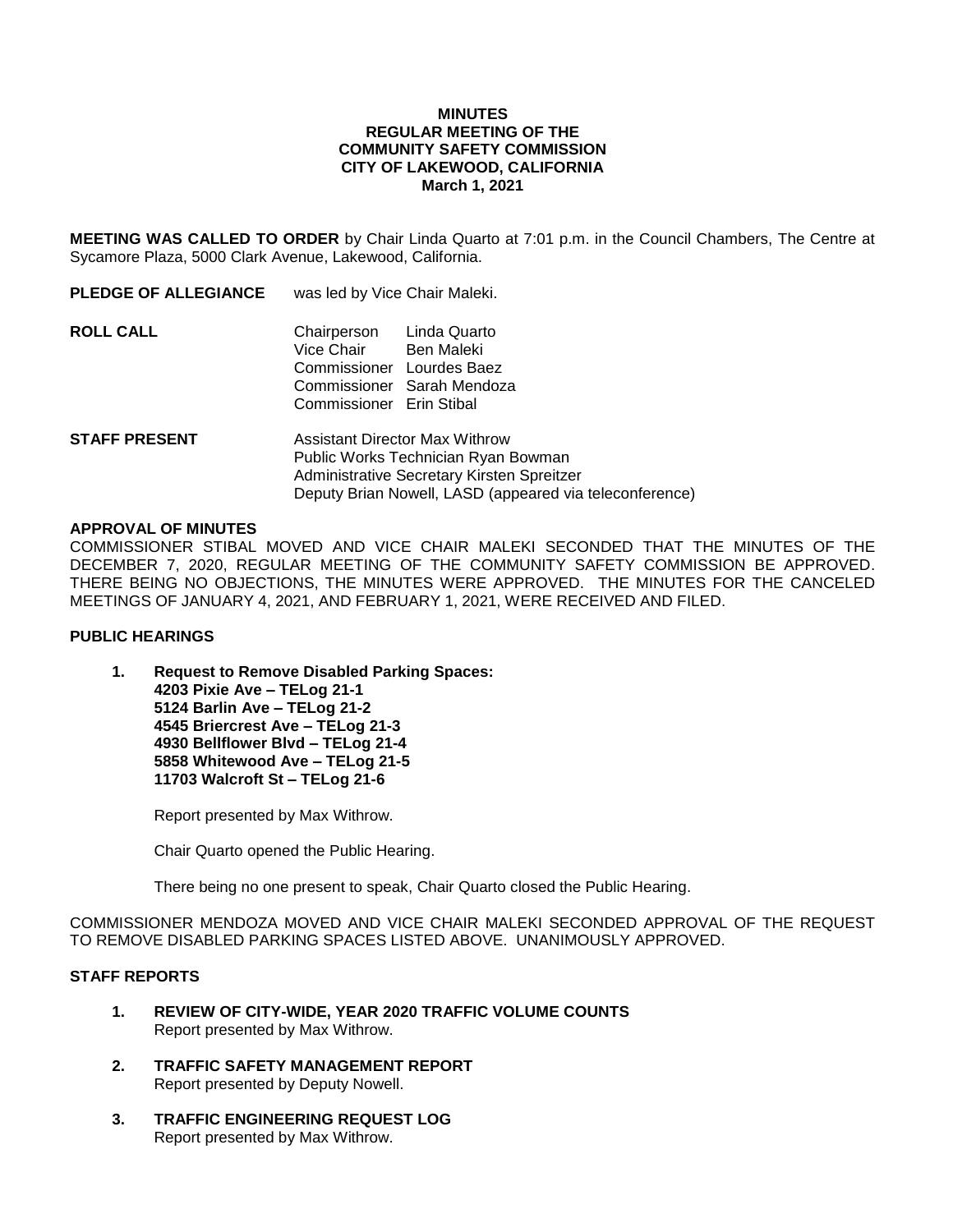# MINUTES
## REGULAR MEETING OF THE COMMUNITY SAFETY COMMISSION
## CITY OF LAKEWOOD, CALIFORNIA
## March 1, 2021

**MEETING WAS CALLED TO ORDER** by Chair Linda Quarto at 7:01 p.m. in the Council Chambers, The Centre at Sycamore Plaza, 5000 Clark Avenue, Lakewood, California.

**PLEDGE OF ALLEGIANCE** was led by Vice Chair Maleki.

**ROLL CALL**

| | |
|---|---|
| Chairperson | Linda Quarto |
| Vice Chair | Ben Maleki |
| Commissioner | Lourdes Baez |
| Commissioner | Sarah Mendoza |
| Commissioner | Erin Stibal |

**STAFF PRESENT**

Assistant Director Max Withrow
Public Works Technician Ryan Bowman
Administrative Secretary Kirsten Spreitzer
Deputy Brian Nowell, LASD (appeared via teleconference)

**APPROVAL OF MINUTES**

COMMISSIONER STIBAL MOVED AND VICE CHAIR MALEKI SECONDED THAT THE MINUTES OF THE DECEMBER 7, 2020, REGULAR MEETING OF THE COMMUNITY SAFETY COMMISSION BE APPROVED. THERE BEING NO OBJECTIONS, THE MINUTES WERE APPROVED. THE MINUTES FOR THE CANCELED MEETINGS OF JANUARY 4, 2021, AND FEBRUARY 1, 2021, WERE RECEIVED AND FILED.

**PUBLIC HEARINGS**

1. **Request to Remove Disabled Parking Spaces:**
   **4203 Pixie Ave – TELog 21-1**
   **5124 Barlin Ave – TELog 21-2**
   **4545 Briercrest Ave – TELog 21-3**
   **4930 Bellflower Blvd – TELog 21-4**
   **5858 Whitewood Ave – TELog 21-5**
   **11703 Walcroft St – TELog 21-6**

   Report presented by Max Withrow.

   Chair Quarto opened the Public Hearing.

   There being no one present to speak, Chair Quarto closed the Public Hearing.

COMMISSIONER MENDOZA MOVED AND VICE CHAIR MALEKI SECONDED APPROVAL OF THE REQUEST TO REMOVE DISABLED PARKING SPACES LISTED ABOVE. UNANIMOUSLY APPROVED.

**STAFF REPORTS**

1. **REVIEW OF CITY-WIDE, YEAR 2020 TRAFFIC VOLUME COUNTS**
   Report presented by Max Withrow.

2. **TRAFFIC SAFETY MANAGEMENT REPORT**
   Report presented by Deputy Nowell.

3. **TRAFFIC ENGINEERING REQUEST LOG**
   Report presented by Max Withrow.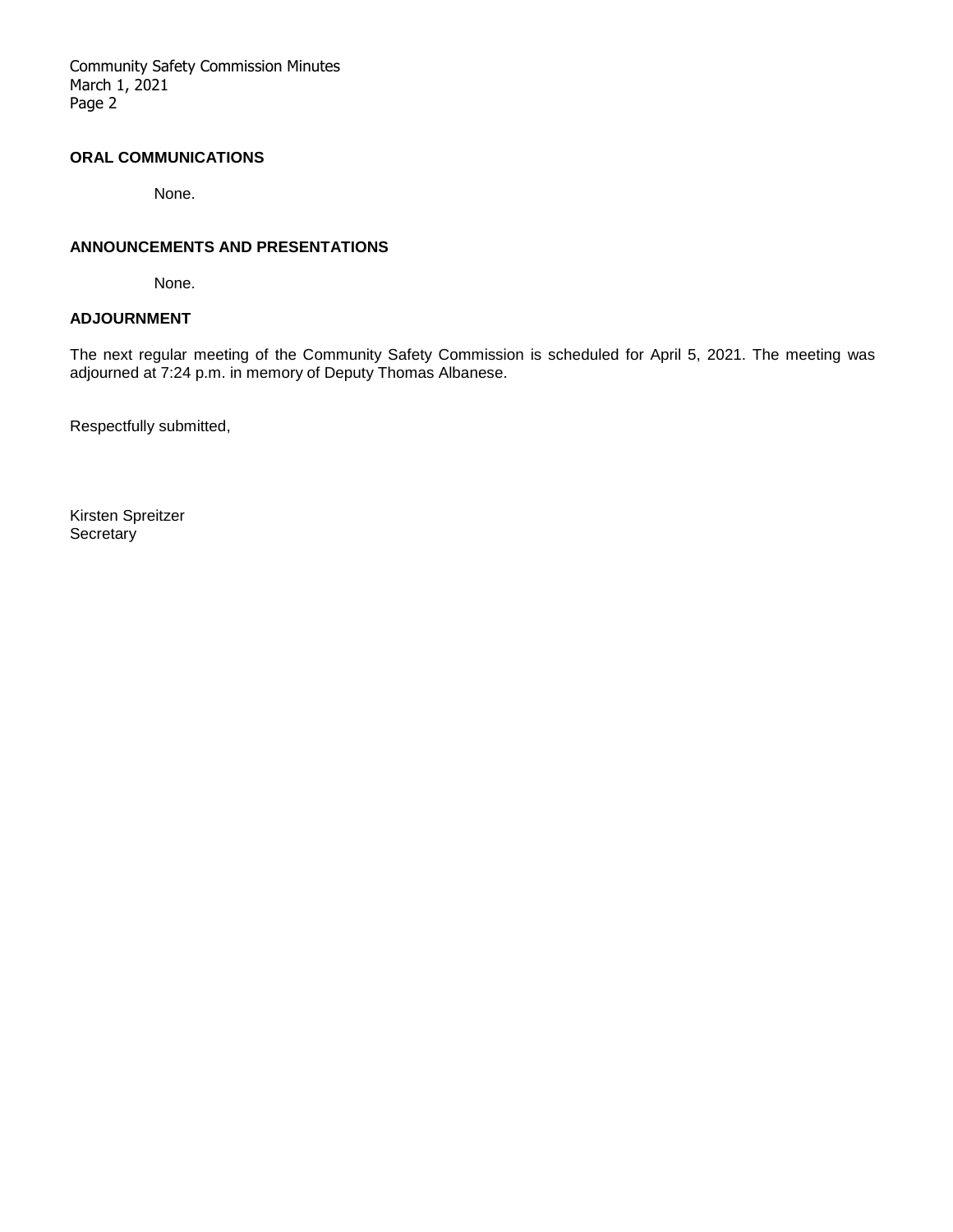**ORAL COMMUNICATIONS**

None.

**ANNOUNCEMENTS AND PRESENTATIONS**

None.

**ADJOURNMENT**

The next regular meeting of the Community Safety Commission is scheduled for April 5, 2021. The meeting was adjourned at 7:24 p.m. in memory of Deputy Thomas Albanese.

Respectfully submitted,

Kirsten Spreitzer
Secretary